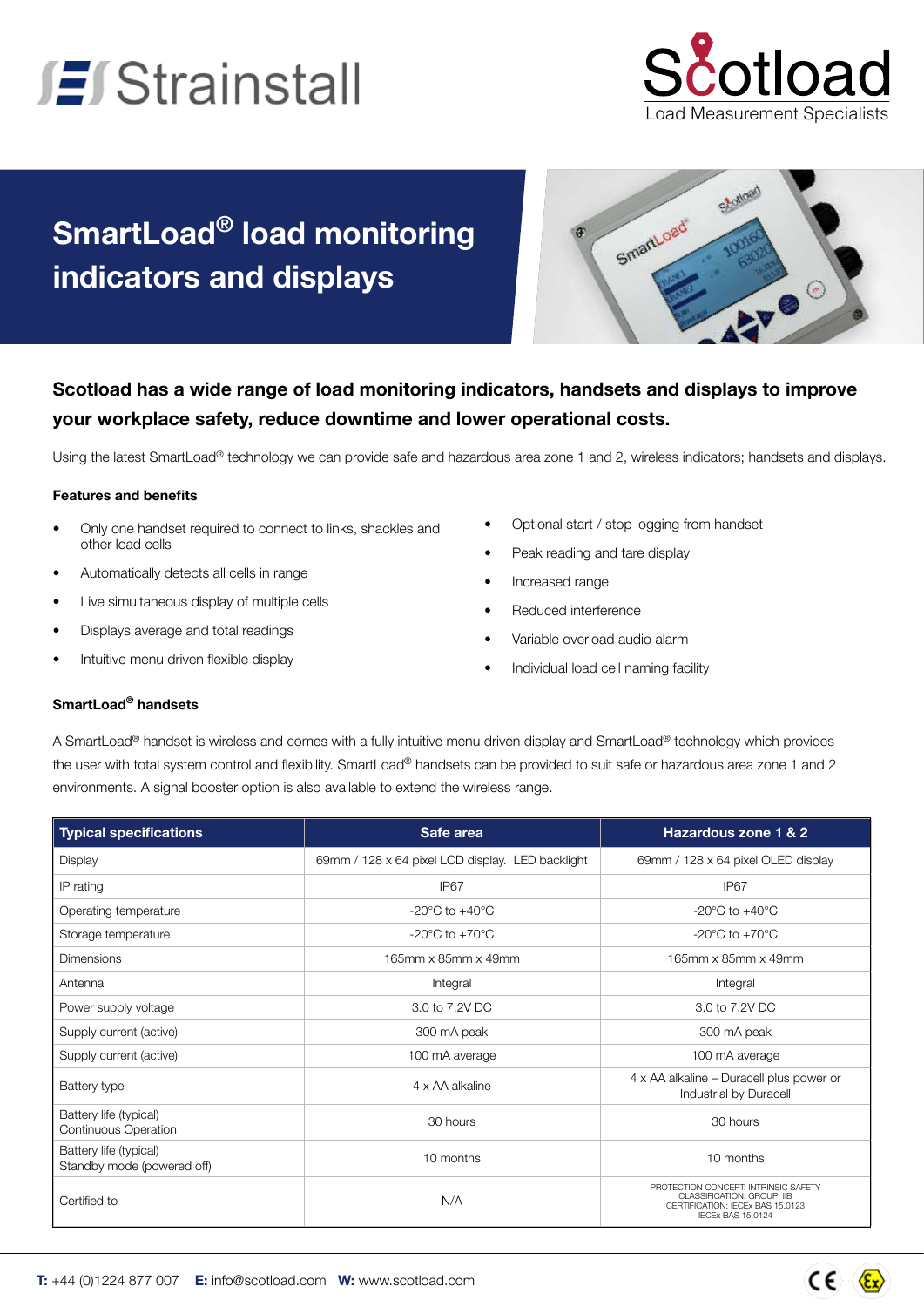Strainstall

Scotload
Load Measurement Specialists

# SmartLoad® load monitoring indicators and displays

## Scotload has a wide range of load monitoring indicators, handsets and displays to improve your workplace safety, reduce downtime and lower operational costs.

Using the latest SmartLoad® technology we can provide safe and hazardous area zone 1 and 2, wireless indicators; handsets and displays.

### Features and benefits

- Only one handset required to connect to links, shackles and other load cells
- Automatically detects all cells in range
- Live simultaneous display of multiple cells
- Displays average and total readings
- Intuitive menu driven flexible display
- Optional start / stop logging from handset
- Peak reading and tare display
- Increased range
- Reduced interference
- Variable overload audio alarm
- Individual load cell naming facility

### SmartLoad® handsets

A SmartLoad® handset is wireless and comes with a fully intuitive menu driven display and SmartLoad® technology which provides the user with total system control and flexibility. SmartLoad® handsets can be provided to suit safe or hazardous area zone 1 and 2 environments. A signal booster option is also available to extend the wireless range.

| Typical specifications | Safe area | Hazardous zone 1 & 2 |
|---|---|---|
| Display | 69mm / 128 x 64 pixel LCD display. LED backlight | 69mm / 128 x 64 pixel OLED display |
| IP rating | IP67 | IP67 |
| Operating temperature | -20°C to +40°C | -20°C to +40°C |
| Storage temperature | -20°C to +70°C | -20°C to +70°C |
| Dimensions | 165mm x 85mm x 49mm | 165mm x 85mm x 49mm |
| Antenna | Integral | Integral |
| Power supply voltage | 3.0 to 7.2V DC | 3.0 to 7.2V DC |
| Supply current (active) | 300 mA peak | 300 mA peak |
| Supply current (active) | 100 mA average | 100 mA average |
| Battery type | 4 x AA alkaline | 4 x AA alkaline – Duracell plus power or Industrial by Duracell |
| Battery life (typical) Continuous Operation | 30 hours | 30 hours |
| Battery life (typical) Standby mode (powered off) | 10 months | 10 months |
| Certified to | N/A | PROTECTION CONCEPT: INTRINSIC SAFETY CLASSIFICATION: GROUP IIB CERTIFICATION: IECEx BAS 15.0123 IECEx BAS 15.0124 |

**T:** +44 (0)1224 877 007 **E:** info@scotload.com **W:** www.scotload.com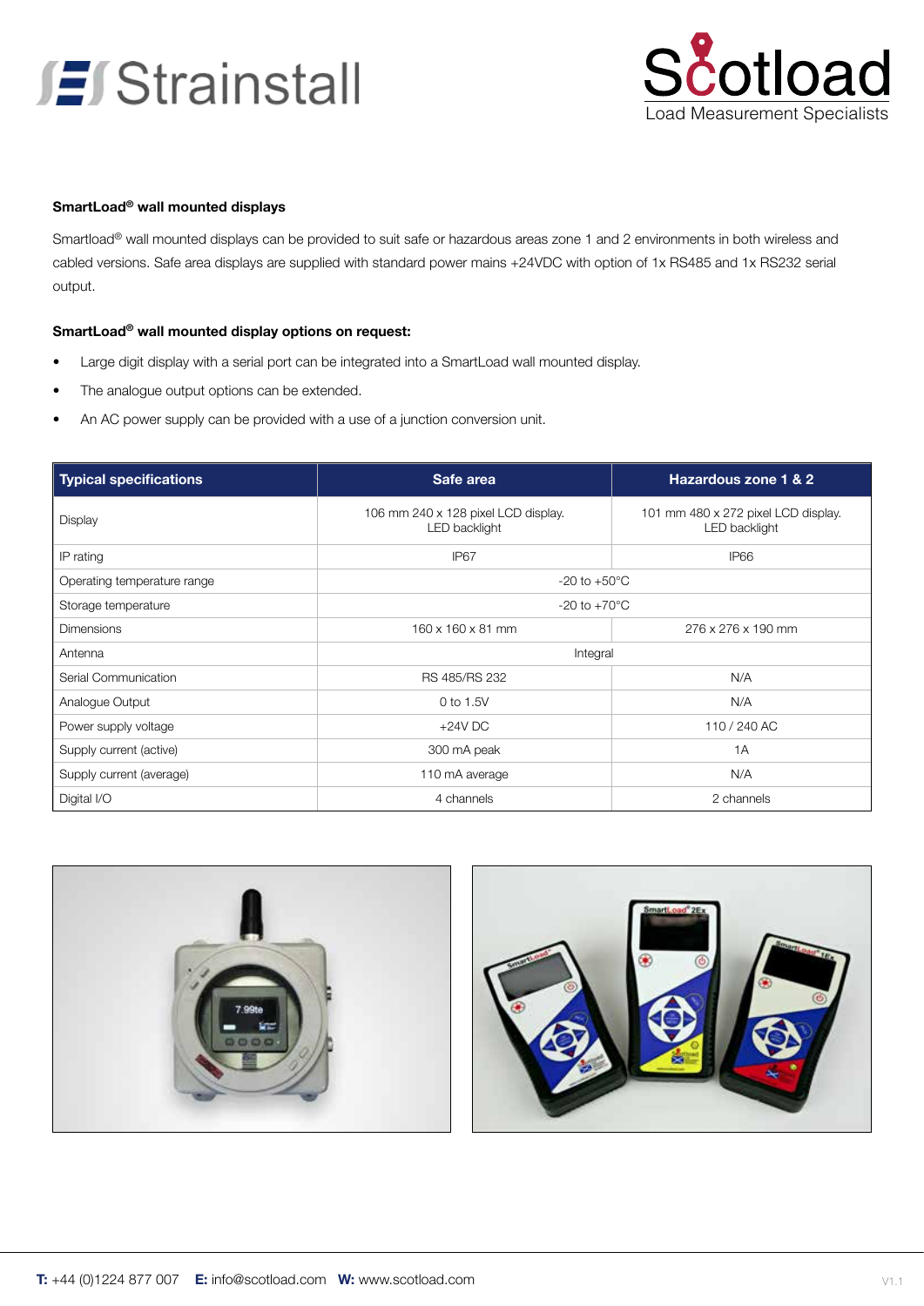Strainstall

Scotload
Load Measurement Specialists

**SmartLoad® wall mounted displays**

Smartload® wall mounted displays can be provided to suit safe or hazardous areas zone 1 and 2 environments in both wireless and cabled versions. Safe area displays are supplied with standard power mains +24VDC with option of 1x RS485 and 1x RS232 serial output.

**SmartLoad® wall mounted display options on request:**

- Large digit display with a serial port can be integrated into a SmartLoad wall mounted display.
- The analogue output options can be extended.
- An AC power supply can be provided with a use of a junction conversion unit.

| Typical specifications | Safe area | Hazardous zone 1 & 2 |
|---|---|---|
| Display | 106 mm 240 x 128 pixel LCD display. LED backlight | 101 mm 480 x 272 pixel LCD display. LED backlight |
| IP rating | IP67 | IP66 |
| Operating temperature range | -20 to +50°C | |
| Storage temperature | -20 to +70°C | |
| Dimensions | 160 x 160 x 81 mm | 276 x 276 x 190 mm |
| Antenna | Integral | |
| Serial Communication | RS 485/RS 232 | N/A |
| Analogue Output | 0 to 1.5V | N/A |
| Power supply voltage | +24V DC | 110 / 240 AC |
| Supply current (active) | 300 mA peak | 1A |
| Supply current (average) | 110 mA average | N/A |
| Digital I/O | 4 channels | 2 channels |

**T:** +44 (0)1224 877 007 **E:** info@scotload.com **W:** www.scotload.com